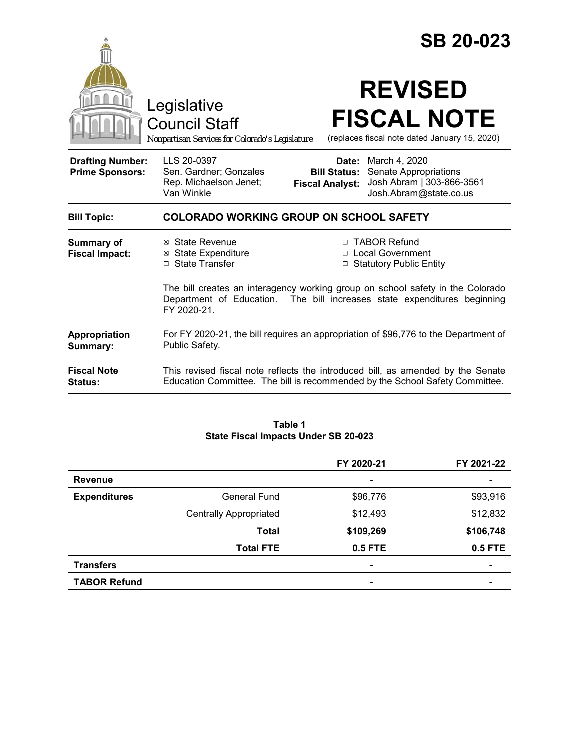# SB 20-023

Legislative Council Staff

*Nonpartisan Services for Colorado's Legislature*

# REVISED FISCAL NOTE

(replaces fiscal note dated January 15, 2020)

| | | | |
|---|---|---|---|
| **Drafting Number:** | LLS 20-0397 | **Date:** | March 4, 2020 |
| **Prime Sponsors:** | Sen. Gardner; Gonzales<br>Rep. Michaelson Jenet; Van Winkle | **Bill Status:** | Senate Appropriations |
| | | **Fiscal Analyst:** | Josh Abram \| 303-866-3561<br>Josh.Abram@state.co.us |

| | |
|---|---|
| **Bill Topic:** | **COLORADO WORKING GROUP ON SCHOOL SAFETY** |
| **Summary of Fiscal Impact:** | ☒ State Revenue<br>☒ State Expenditure<br>☐ State Transfer<br>☐ TABOR Refund<br>☐ Local Government<br>☐ Statutory Public Entity<br><br>The bill creates an interagency working group on school safety in the Colorado Department of Education. The bill increases state expenditures beginning FY 2020-21. |
| **Appropriation Summary:** | For FY 2020-21, the bill requires an appropriation of $96,776 to the Department of Public Safety. |
| **Fiscal Note Status:** | This revised fiscal note reflects the introduced bill, as amended by the Senate Education Committee. The bill is recommended by the School Safety Committee. |

**Table 1**
**State Fiscal Impacts Under SB 20-023**

| | | FY 2020-21 | FY 2021-22 |
|---|---|---|---|
| **Revenue** | | - | - |
| **Expenditures** | General Fund | $96,776 | $93,916 |
| | Centrally Appropriated | $12,493 | $12,832 |
| | **Total** | **$109,269** | **$106,748** |
| | **Total FTE** | **0.5 FTE** | **0.5 FTE** |
| **Transfers** | | - | - |
| **TABOR Refund** | | - | - |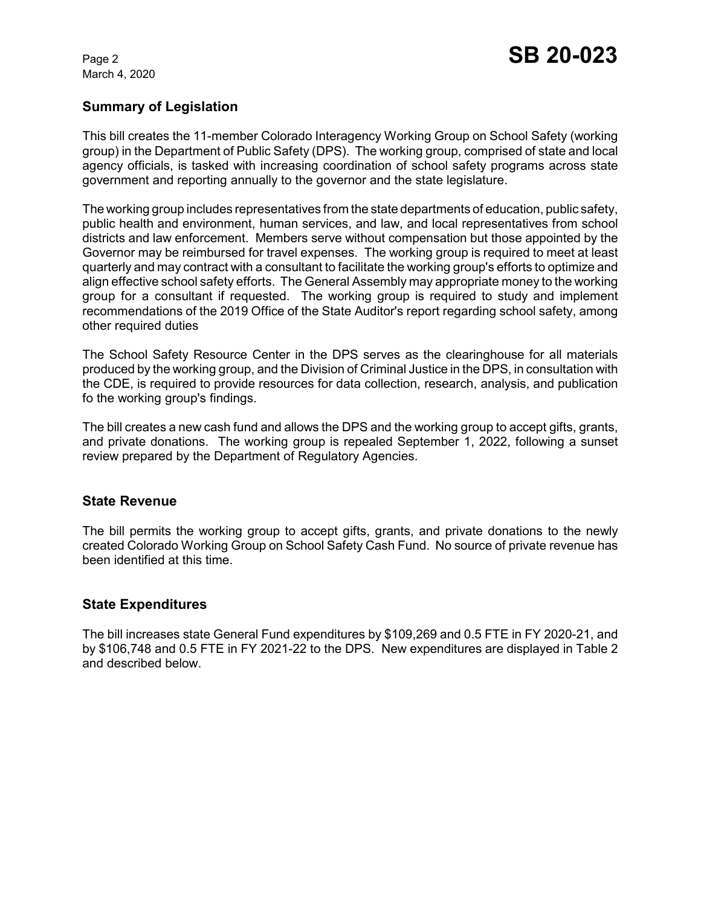## Summary of Legislation

This bill creates the 11-member Colorado Interagency Working Group on School Safety (working group) in the Department of Public Safety (DPS). The working group, comprised of state and local agency officials, is tasked with increasing coordination of school safety programs across state government and reporting annually to the governor and the state legislature.

The working group includes representatives from the state departments of education, public safety, public health and environment, human services, and law, and local representatives from school districts and law enforcement. Members serve without compensation but those appointed by the Governor may be reimbursed for travel expenses. The working group is required to meet at least quarterly and may contract with a consultant to facilitate the working group's efforts to optimize and align effective school safety efforts. The General Assembly may appropriate money to the working group for a consultant if requested. The working group is required to study and implement recommendations of the 2019 Office of the State Auditor's report regarding school safety, among other required duties

The School Safety Resource Center in the DPS serves as the clearinghouse for all materials produced by the working group, and the Division of Criminal Justice in the DPS, in consultation with the CDE, is required to provide resources for data collection, research, analysis, and publication fo the working group's findings.

The bill creates a new cash fund and allows the DPS and the working group to accept gifts, grants, and private donations. The working group is repealed September 1, 2022, following a sunset review prepared by the Department of Regulatory Agencies.

## State Revenue

The bill permits the working group to accept gifts, grants, and private donations to the newly created Colorado Working Group on School Safety Cash Fund. No source of private revenue has been identified at this time.

## State Expenditures

The bill increases state General Fund expenditures by $109,269 and 0.5 FTE in FY 2020-21, and by $106,748 and 0.5 FTE in FY 2021-22 to the DPS. New expenditures are displayed in Table 2 and described below.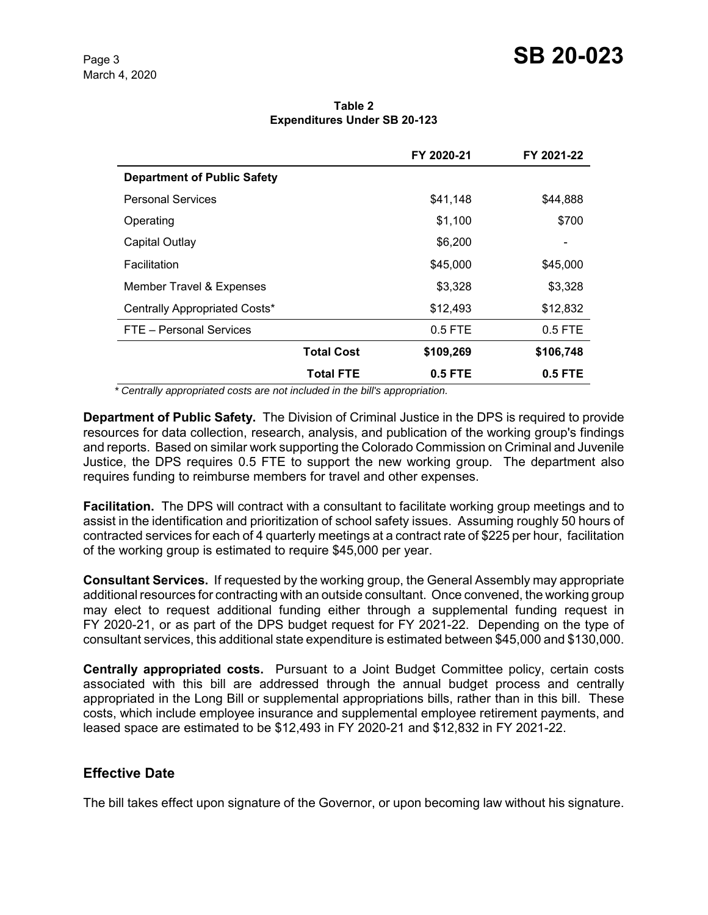**Table 2**
**Expenditures Under SB 20-123**

| | | FY 2020-21 | FY 2021-22 |
|---|---|---|---|
| **Department of Public Safety** | | | |
| Personal Services | | $41,148 | $44,888 |
| Operating | | $1,100 | $700 |
| Capital Outlay | | $6,200 | - |
| Facilitation | | $45,000 | $45,000 |
| Member Travel & Expenses | | $3,328 | $3,328 |
| Centrally Appropriated Costs* | | $12,493 | $12,832 |
| FTE – Personal Services | | 0.5 FTE | 0.5 FTE |
| | **Total Cost** | **$109,269** | **$106,748** |
| | **Total FTE** | **0.5 FTE** | **0.5 FTE** |

*\* Centrally appropriated costs are not included in the bill's appropriation.*

**Department of Public Safety.** The Division of Criminal Justice in the DPS is required to provide resources for data collection, research, analysis, and publication of the working group's findings and reports. Based on similar work supporting the Colorado Commission on Criminal and Juvenile Justice, the DPS requires 0.5 FTE to support the new working group. The department also requires funding to reimburse members for travel and other expenses.

**Facilitation.** The DPS will contract with a consultant to facilitate working group meetings and to assist in the identification and prioritization of school safety issues. Assuming roughly 50 hours of contracted services for each of 4 quarterly meetings at a contract rate of $225 per hour, facilitation of the working group is estimated to require $45,000 per year.

**Consultant Services.** If requested by the working group, the General Assembly may appropriate additional resources for contracting with an outside consultant. Once convened, the working group may elect to request additional funding either through a supplemental funding request in FY 2020-21, or as part of the DPS budget request for FY 2021-22. Depending on the type of consultant services, this additional state expenditure is estimated between $45,000 and $130,000.

**Centrally appropriated costs.** Pursuant to a Joint Budget Committee policy, certain costs associated with this bill are addressed through the annual budget process and centrally appropriated in the Long Bill or supplemental appropriations bills, rather than in this bill. These costs, which include employee insurance and supplemental employee retirement payments, and leased space are estimated to be $12,493 in FY 2020-21 and $12,832 in FY 2021-22.

## Effective Date

The bill takes effect upon signature of the Governor, or upon becoming law without his signature.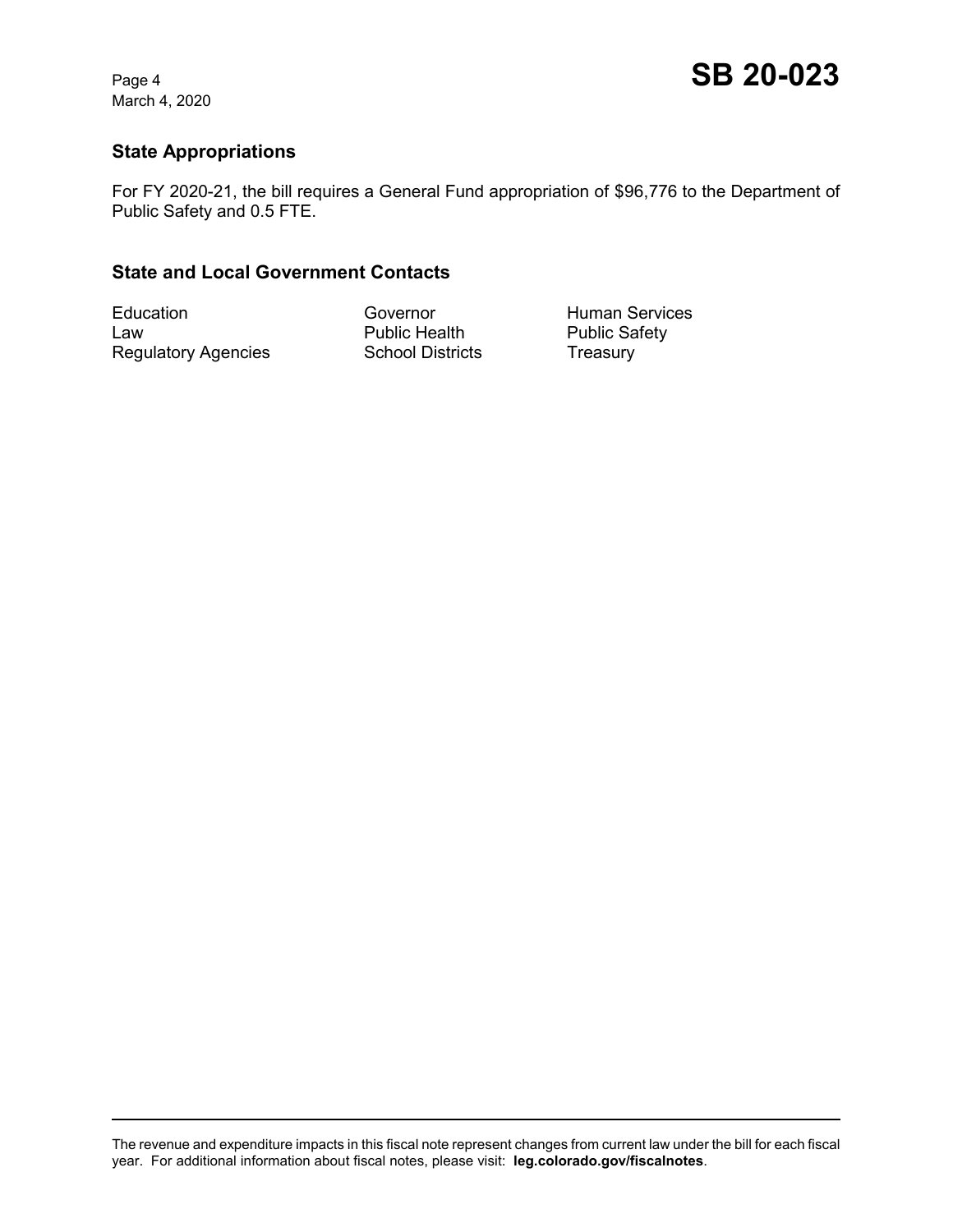## State Appropriations

For FY 2020-21, the bill requires a General Fund appropriation of $96,776 to the Department of Public Safety and 0.5 FTE.

## State and Local Government Contacts

| | | |
|---|---|---|
| Education | Governor | Human Services |
| Law | Public Health | Public Safety |
| Regulatory Agencies | School Districts | Treasury |

The revenue and expenditure impacts in this fiscal note represent changes from current law under the bill for each fiscal year. For additional information about fiscal notes, please visit: **leg.colorado.gov/fiscalnotes**.